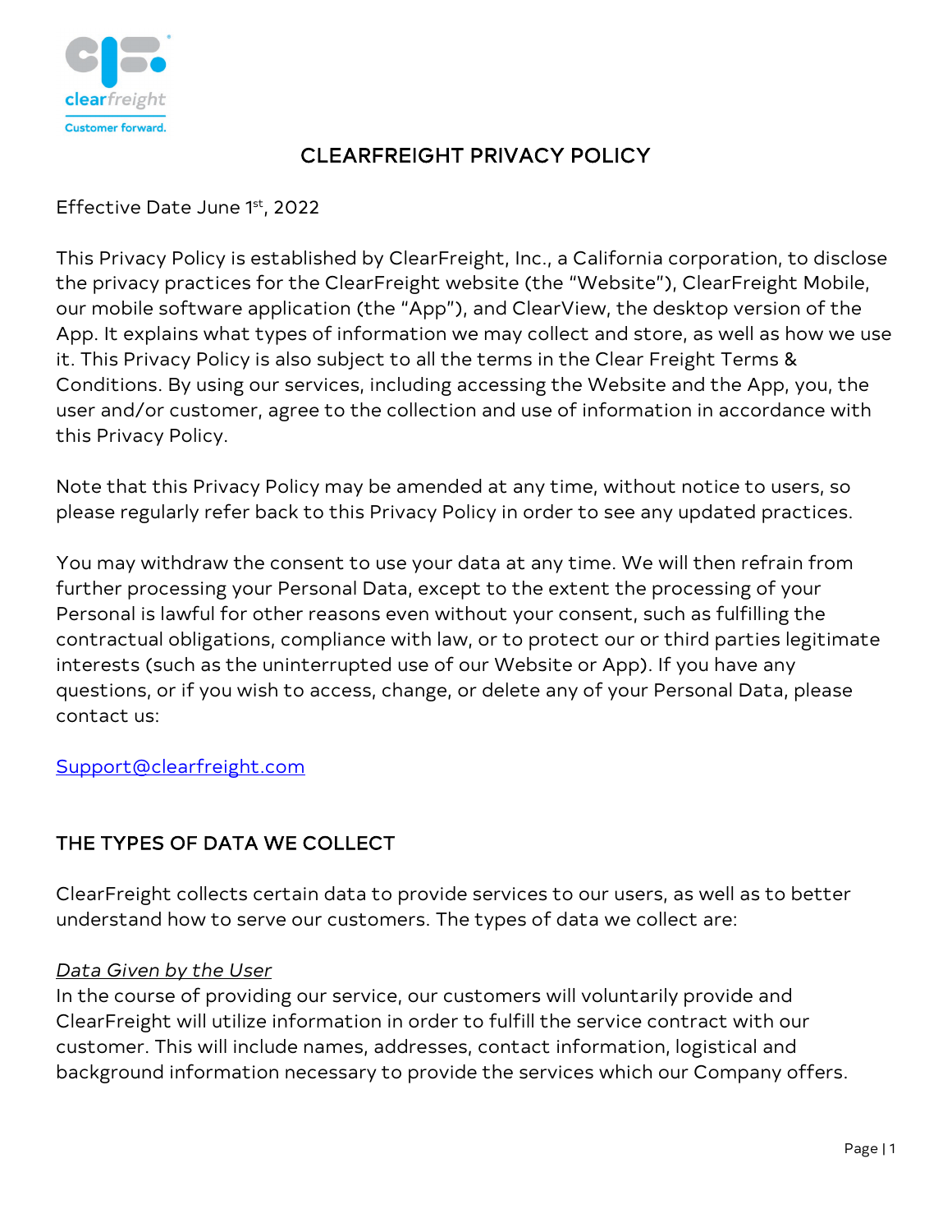# CLEARFREIGHT PRIVACY POLICY

Effective Date June 1st, 2022

This Privacy Policy is established by ClearFreight, Inc., a California corporation, to disclose the privacy practices for the ClearFreight website (the "Website"), ClearFreight Mobile, our mobile software application (the "App"), and ClearView, the desktop version of the App. It explains what types of information we may collect and store, as well as how we use it. This Privacy Policy is also subject to all the terms in the Clear Freight Terms & Conditions. By using our services, including accessing the Website and the App, you, the user and/or customer, agree to the collection and use of information in accordance with this Privacy Policy.

Note that this Privacy Policy may be amended at any time, without notice to users, so please regularly refer back to this Privacy Policy in order to see any updated practices.

You may withdraw the consent to use your data at any time. We will then refrain from further processing your Personal Data, except to the extent the processing of your Personal is lawful for other reasons even without your consent, such as fulfilling the contractual obligations, compliance with law, or to protect our or third parties legitimate interests (such as the uninterrupted use of our Website or App). If you have any questions, or if you wish to access, change, or delete any of your Personal Data, please contact us:

[Support@clearfreight.com](mailto:Support@clearfreight.com)

## THE TYPES OF DATA WE COLLECT

ClearFreight collects certain data to provide services to our users, as well as to better understand how to serve our customers. The types of data we collect are:

*Data Given by the User*

In the course of providing our service, our customers will voluntarily provide and ClearFreight will utilize information in order to fulfill the service contract with our customer. This will include names, addresses, contact information, logistical and background information necessary to provide the services which our Company offers.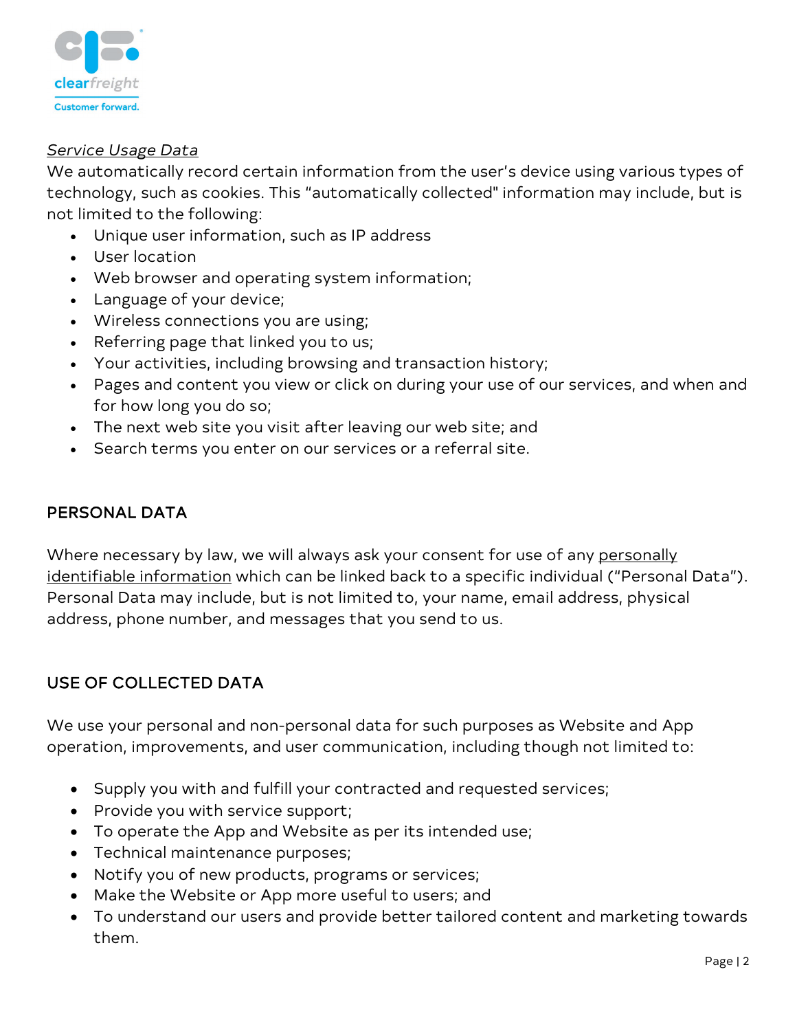*Service Usage Data*

We automatically record certain information from the user's device using various types of technology, such as cookies. This "automatically collected" information may include, but is not limited to the following:

- Unique user information, such as IP address
- User location
- Web browser and operating system information;
- Language of your device;
- Wireless connections you are using;
- Referring page that linked you to us;
- Your activities, including browsing and transaction history;
- Pages and content you view or click on during your use of our services, and when and for how long you do so;
- The next web site you visit after leaving our web site; and
- Search terms you enter on our services or a referral site.

## PERSONAL DATA

Where necessary by law, we will always ask your consent for use of any personally identifiable information which can be linked back to a specific individual ("Personal Data"). Personal Data may include, but is not limited to, your name, email address, physical address, phone number, and messages that you send to us.

## USE OF COLLECTED DATA

We use your personal and non-personal data for such purposes as Website and App operation, improvements, and user communication, including though not limited to:

- Supply you with and fulfill your contracted and requested services;
- Provide you with service support;
- To operate the App and Website as per its intended use;
- Technical maintenance purposes;
- Notify you of new products, programs or services;
- Make the Website or App more useful to users; and
- To understand our users and provide better tailored content and marketing towards them.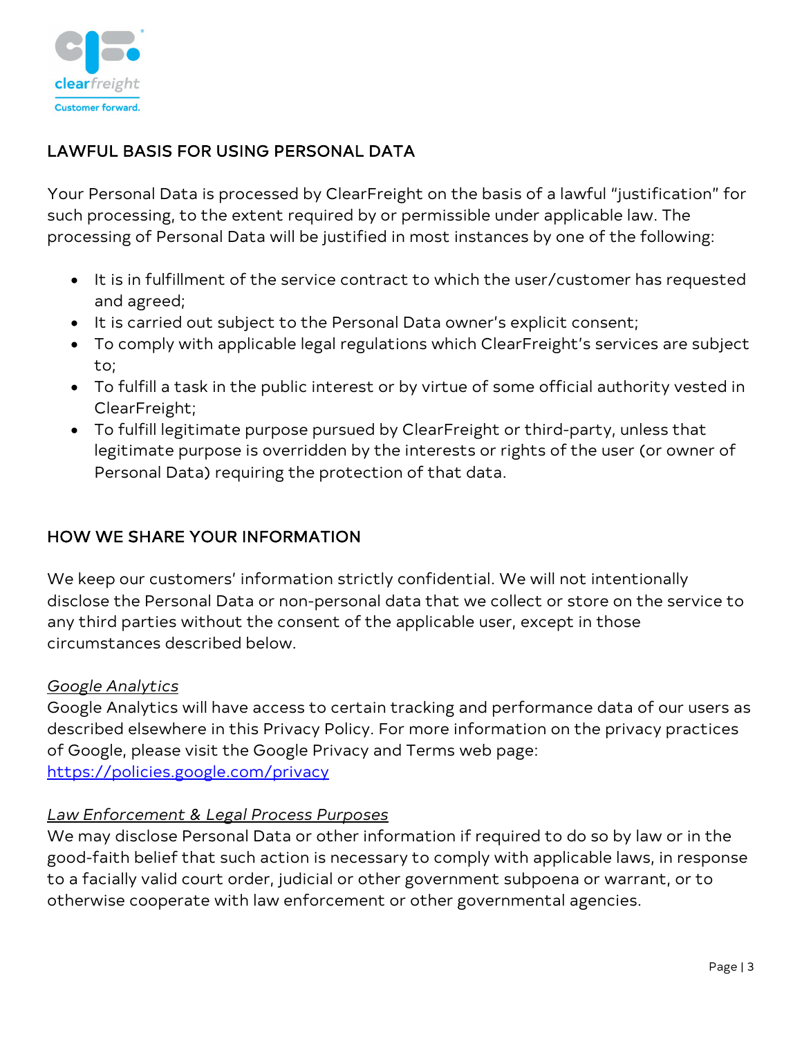## LAWFUL BASIS FOR USING PERSONAL DATA

Your Personal Data is processed by ClearFreight on the basis of a lawful "justification" for such processing, to the extent required by or permissible under applicable law. The processing of Personal Data will be justified in most instances by one of the following:

- It is in fulfillment of the service contract to which the user/customer has requested and agreed;
- It is carried out subject to the Personal Data owner's explicit consent;
- To comply with applicable legal regulations which ClearFreight's services are subject to;
- To fulfill a task in the public interest or by virtue of some official authority vested in ClearFreight;
- To fulfill legitimate purpose pursued by ClearFreight or third-party, unless that legitimate purpose is overridden by the interests or rights of the user (or owner of Personal Data) requiring the protection of that data.

## HOW WE SHARE YOUR INFORMATION

We keep our customers' information strictly confidential. We will not intentionally disclose the Personal Data or non-personal data that we collect or store on the service to any third parties without the consent of the applicable user, except in those circumstances described below.

*Google Analytics*
Google Analytics will have access to certain tracking and performance data of our users as described elsewhere in this Privacy Policy. For more information on the privacy practices of Google, please visit the Google Privacy and Terms web page: [https://policies.google.com/privacy](https://policies.google.com/privacy)

*Law Enforcement & Legal Process Purposes*
We may disclose Personal Data or other information if required to do so by law or in the good-faith belief that such action is necessary to comply with applicable laws, in response to a facially valid court order, judicial or other government subpoena or warrant, or to otherwise cooperate with law enforcement or other governmental agencies.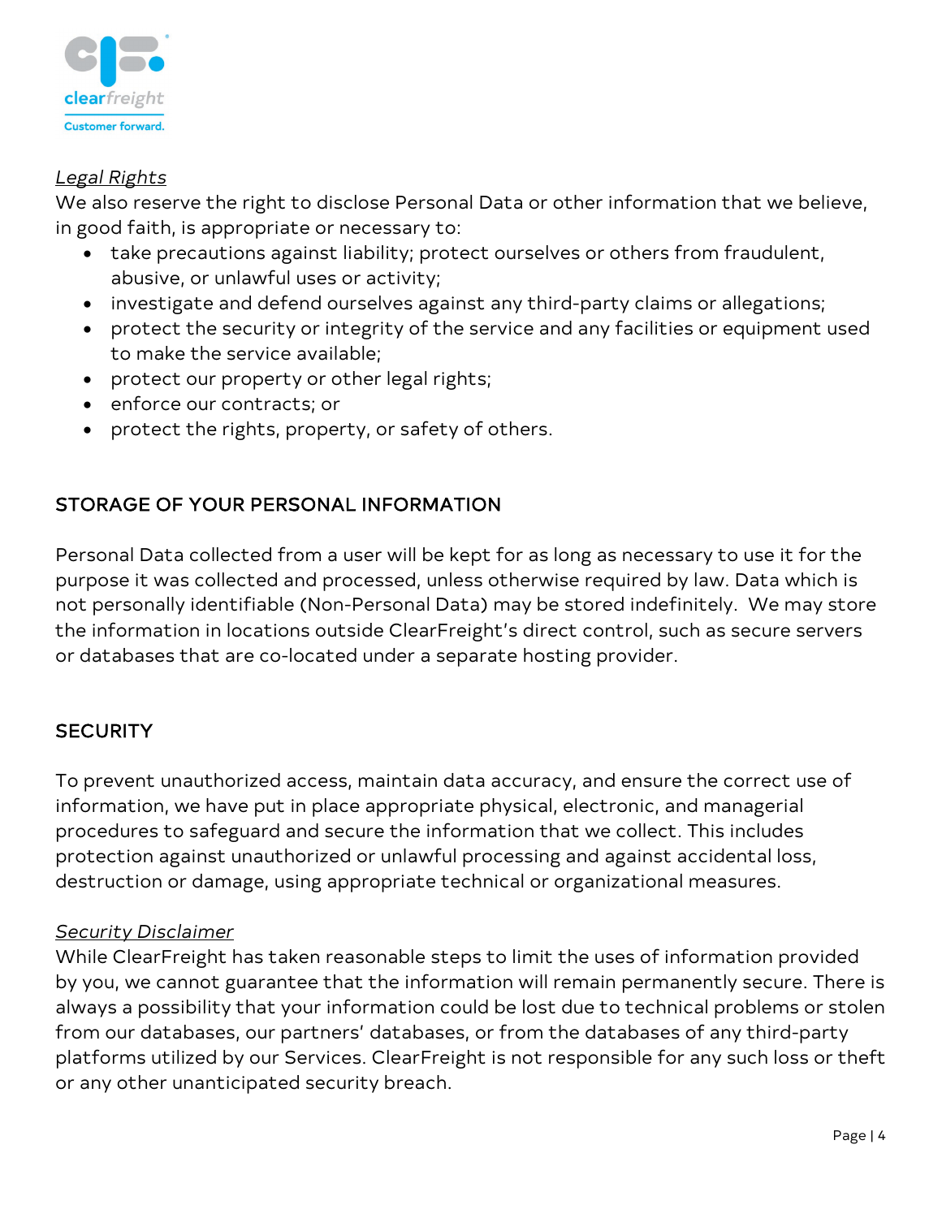*Legal Rights*

We also reserve the right to disclose Personal Data or other information that we believe, in good faith, is appropriate or necessary to:

- take precautions against liability; protect ourselves or others from fraudulent, abusive, or unlawful uses or activity;
- investigate and defend ourselves against any third-party claims or allegations;
- protect the security or integrity of the service and any facilities or equipment used to make the service available;
- protect our property or other legal rights;
- enforce our contracts; or
- protect the rights, property, or safety of others.

## STORAGE OF YOUR PERSONAL INFORMATION

Personal Data collected from a user will be kept for as long as necessary to use it for the purpose it was collected and processed, unless otherwise required by law. Data which is not personally identifiable (Non-Personal Data) may be stored indefinitely. We may store the information in locations outside ClearFreight's direct control, such as secure servers or databases that are co-located under a separate hosting provider.

## SECURITY

To prevent unauthorized access, maintain data accuracy, and ensure the correct use of information, we have put in place appropriate physical, electronic, and managerial procedures to safeguard and secure the information that we collect. This includes protection against unauthorized or unlawful processing and against accidental loss, destruction or damage, using appropriate technical or organizational measures.

*Security Disclaimer*

While ClearFreight has taken reasonable steps to limit the uses of information provided by you, we cannot guarantee that the information will remain permanently secure. There is always a possibility that your information could be lost due to technical problems or stolen from our databases, our partners' databases, or from the databases of any third-party platforms utilized by our Services. ClearFreight is not responsible for any such loss or theft or any other unanticipated security breach.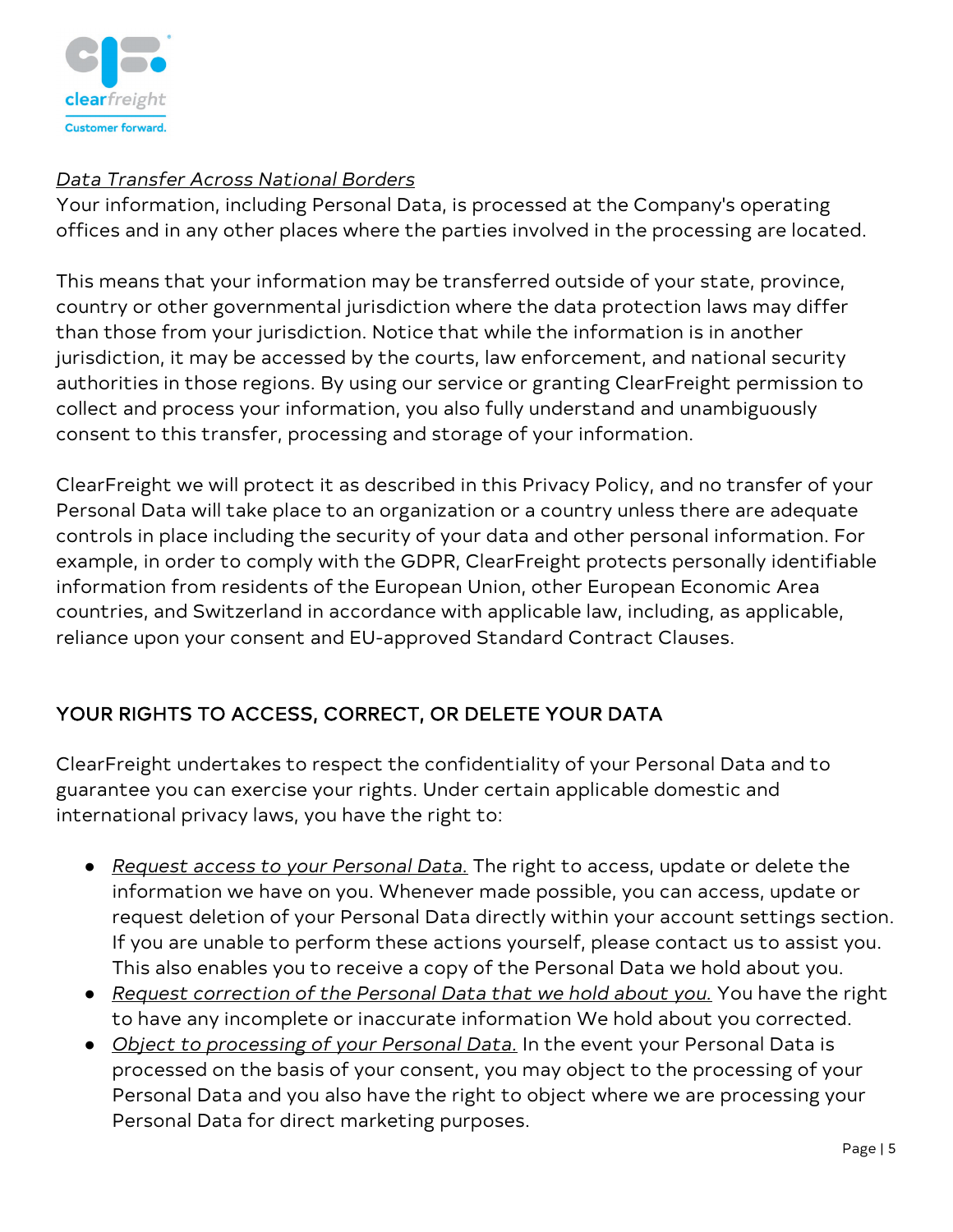*Data Transfer Across National Borders*
Your information, including Personal Data, is processed at the Company's operating offices and in any other places where the parties involved in the processing are located.

This means that your information may be transferred outside of your state, province, country or other governmental jurisdiction where the data protection laws may differ than those from your jurisdiction. Notice that while the information is in another jurisdiction, it may be accessed by the courts, law enforcement, and national security authorities in those regions. By using our service or granting ClearFreight permission to collect and process your information, you also fully understand and unambiguously consent to this transfer, processing and storage of your information.

ClearFreight we will protect it as described in this Privacy Policy, and no transfer of your Personal Data will take place to an organization or a country unless there are adequate controls in place including the security of your data and other personal information. For example, in order to comply with the GDPR, ClearFreight protects personally identifiable information from residents of the European Union, other European Economic Area countries, and Switzerland in accordance with applicable law, including, as applicable, reliance upon your consent and EU-approved Standard Contract Clauses.

## YOUR RIGHTS TO ACCESS, CORRECT, OR DELETE YOUR DATA

ClearFreight undertakes to respect the confidentiality of your Personal Data and to guarantee you can exercise your rights. Under certain applicable domestic and international privacy laws, you have the right to:

- *Request access to your Personal Data.* The right to access, update or delete the information we have on you. Whenever made possible, you can access, update or request deletion of your Personal Data directly within your account settings section. If you are unable to perform these actions yourself, please contact us to assist you. This also enables you to receive a copy of the Personal Data we hold about you.
- *Request correction of the Personal Data that we hold about you.* You have the right to have any incomplete or inaccurate information We hold about you corrected.
- *Object to processing of your Personal Data.* In the event your Personal Data is processed on the basis of your consent, you may object to the processing of your Personal Data and you also have the right to object where we are processing your Personal Data for direct marketing purposes.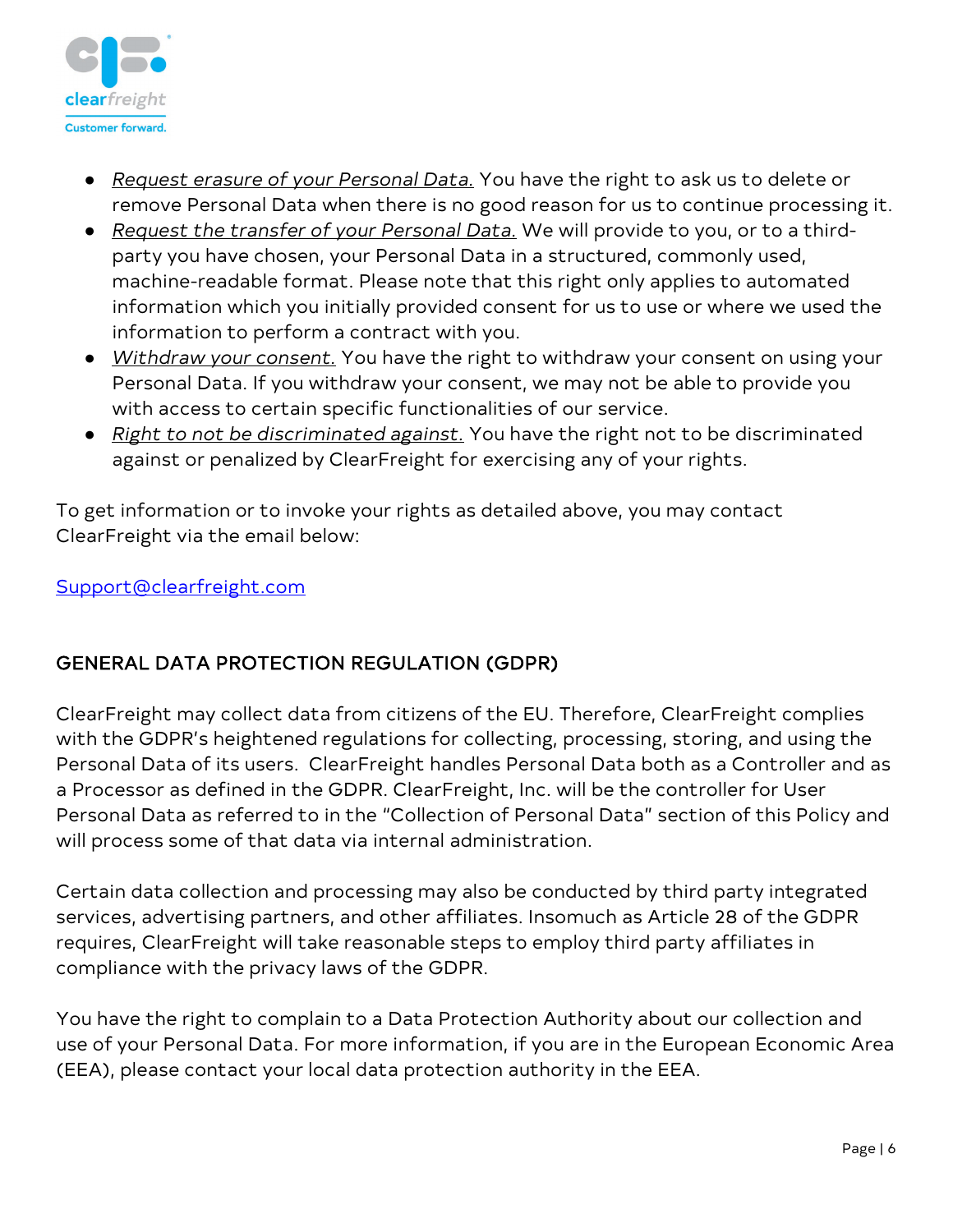- *Request erasure of your Personal Data.* You have the right to ask us to delete or remove Personal Data when there is no good reason for us to continue processing it.
- *Request the transfer of your Personal Data.* We will provide to you, or to a third-party you have chosen, your Personal Data in a structured, commonly used, machine-readable format. Please note that this right only applies to automated information which you initially provided consent for us to use or where we used the information to perform a contract with you.
- *Withdraw your consent.* You have the right to withdraw your consent on using your Personal Data. If you withdraw your consent, we may not be able to provide you with access to certain specific functionalities of our service.
- *Right to not be discriminated against.* You have the right not to be discriminated against or penalized by ClearFreight for exercising any of your rights.

To get information or to invoke your rights as detailed above, you may contact ClearFreight via the email below:

Support@clearfreight.com

## GENERAL DATA PROTECTION REGULATION (GDPR)

ClearFreight may collect data from citizens of the EU. Therefore, ClearFreight complies with the GDPR's heightened regulations for collecting, processing, storing, and using the Personal Data of its users. ClearFreight handles Personal Data both as a Controller and as a Processor as defined in the GDPR. ClearFreight, Inc. will be the controller for User Personal Data as referred to in the "Collection of Personal Data" section of this Policy and will process some of that data via internal administration.

Certain data collection and processing may also be conducted by third party integrated services, advertising partners, and other affiliates. Insomuch as Article 28 of the GDPR requires, ClearFreight will take reasonable steps to employ third party affiliates in compliance with the privacy laws of the GDPR.

You have the right to complain to a Data Protection Authority about our collection and use of your Personal Data. For more information, if you are in the European Economic Area (EEA), please contact your local data protection authority in the EEA.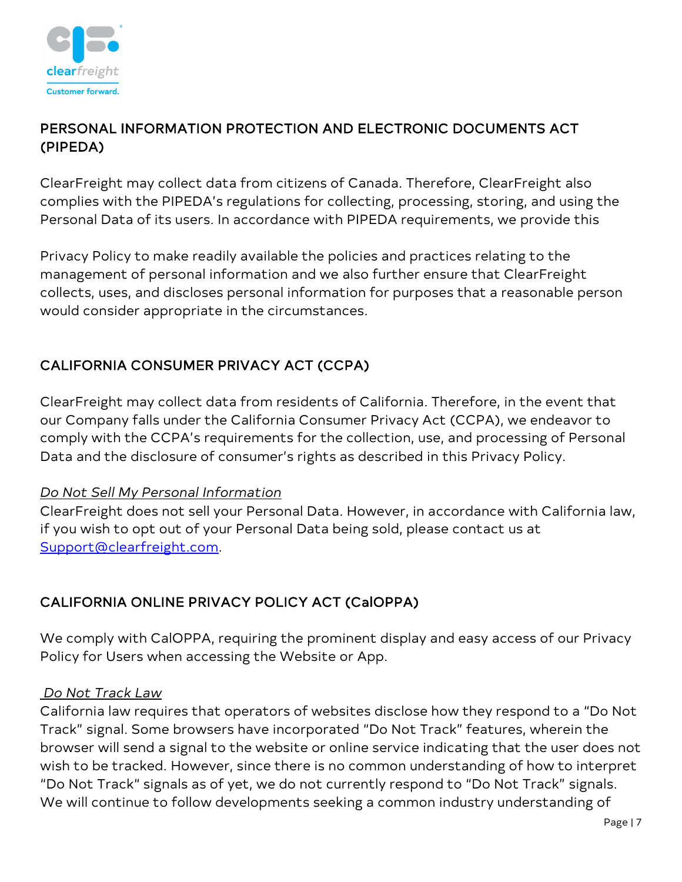## PERSONAL INFORMATION PROTECTION AND ELECTRONIC DOCUMENTS ACT (PIPEDA)

ClearFreight may collect data from citizens of Canada. Therefore, ClearFreight also complies with the PIPEDA's regulations for collecting, processing, storing, and using the Personal Data of its users. In accordance with PIPEDA requirements, we provide this

Privacy Policy to make readily available the policies and practices relating to the management of personal information and we also further ensure that ClearFreight collects, uses, and discloses personal information for purposes that a reasonable person would consider appropriate in the circumstances.

## CALIFORNIA CONSUMER PRIVACY ACT (CCPA)

ClearFreight may collect data from residents of California. Therefore, in the event that our Company falls under the California Consumer Privacy Act (CCPA), we endeavor to comply with the CCPA's requirements for the collection, use, and processing of Personal Data and the disclosure of consumer's rights as described in this Privacy Policy.

*Do Not Sell My Personal Information*

ClearFreight does not sell your Personal Data. However, in accordance with California law, if you wish to opt out of your Personal Data being sold, please contact us at Support@clearfreight.com.

## CALIFORNIA ONLINE PRIVACY POLICY ACT (CalOPPA)

We comply with CalOPPA, requiring the prominent display and easy access of our Privacy Policy for Users when accessing the Website or App.

*Do Not Track Law*

California law requires that operators of websites disclose how they respond to a "Do Not Track" signal. Some browsers have incorporated "Do Not Track" features, wherein the browser will send a signal to the website or online service indicating that the user does not wish to be tracked. However, since there is no common understanding of how to interpret "Do Not Track" signals as of yet, we do not currently respond to "Do Not Track" signals. We will continue to follow developments seeking a common industry understanding of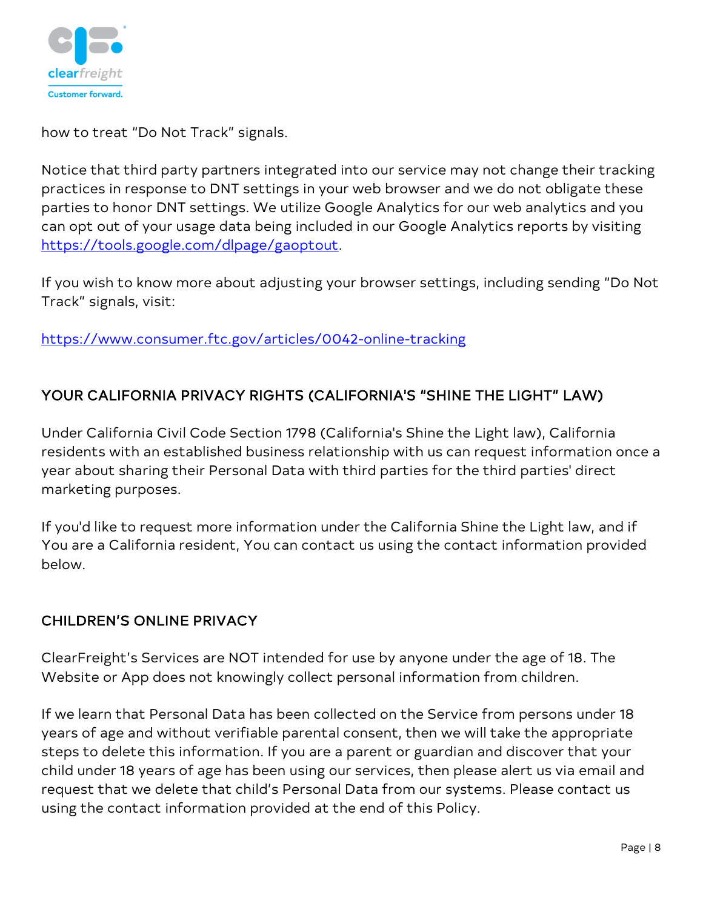how to treat “Do Not Track” signals.

Notice that third party partners integrated into our service may not change their tracking practices in response to DNT settings in your web browser and we do not obligate these parties to honor DNT settings. We utilize Google Analytics for our web analytics and you can opt out of your usage data being included in our Google Analytics reports by visiting [https://tools.google.com/dlpage/gaoptout](https://tools.google.com/dlpage/gaoptout).

If you wish to know more about adjusting your browser settings, including sending “Do Not Track” signals, visit:

[https://www.consumer.ftc.gov/articles/0042-online-tracking](https://www.consumer.ftc.gov/articles/0042-online-tracking)

## YOUR CALIFORNIA PRIVACY RIGHTS (CALIFORNIA'S “SHINE THE LIGHT” LAW)

Under California Civil Code Section 1798 (California's Shine the Light law), California residents with an established business relationship with us can request information once a year about sharing their Personal Data with third parties for the third parties' direct marketing purposes.

If you'd like to request more information under the California Shine the Light law, and if You are a California resident, You can contact us using the contact information provided below.

## CHILDREN’S ONLINE PRIVACY

ClearFreight’s Services are NOT intended for use by anyone under the age of 18. The Website or App does not knowingly collect personal information from children.

If we learn that Personal Data has been collected on the Service from persons under 18 years of age and without verifiable parental consent, then we will take the appropriate steps to delete this information. If you are a parent or guardian and discover that your child under 18 years of age has been using our services, then please alert us via email and request that we delete that child’s Personal Data from our systems. Please contact us using the contact information provided at the end of this Policy.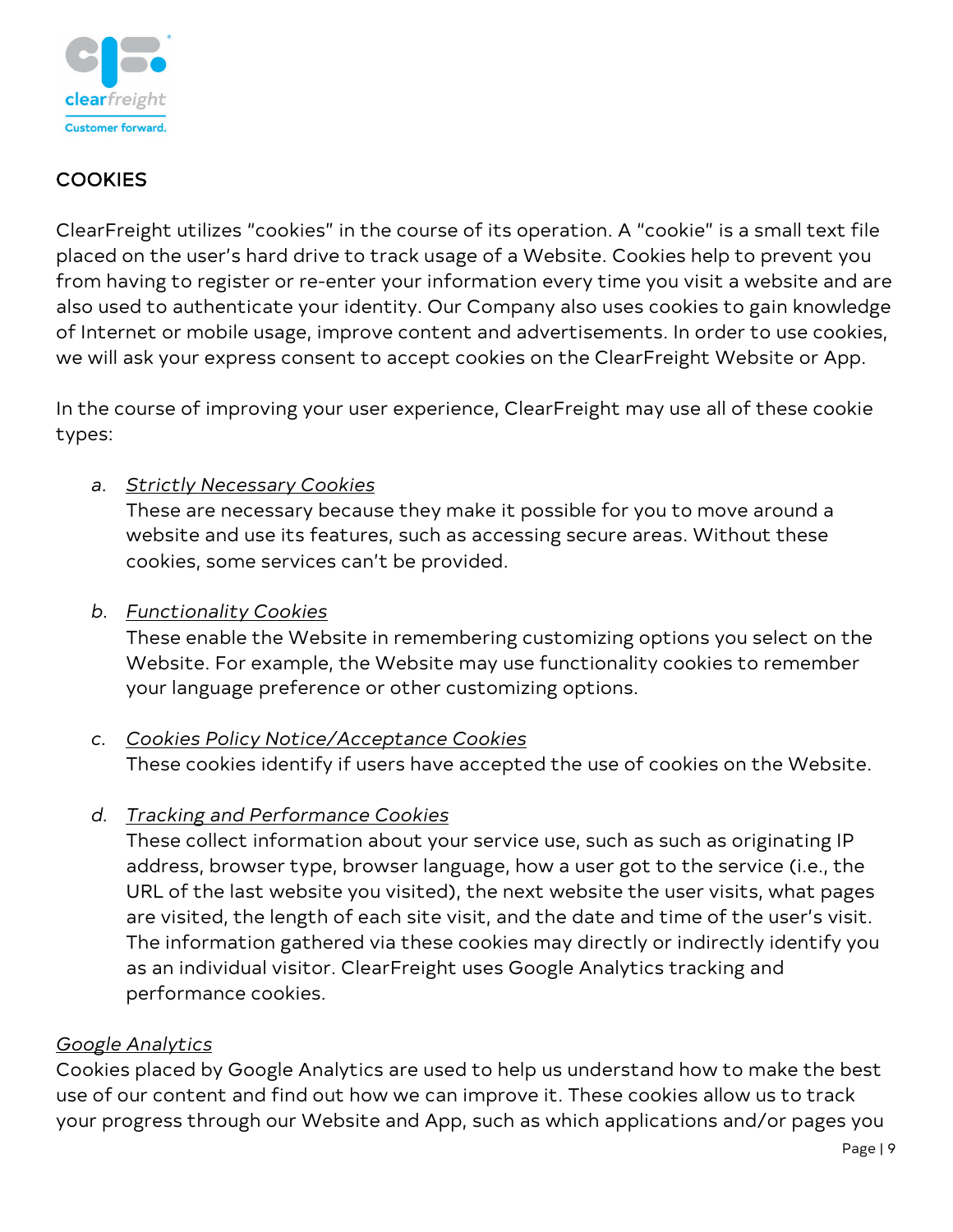## COOKIES

ClearFreight utilizes “cookies” in the course of its operation. A “cookie” is a small text file placed on the user’s hard drive to track usage of a Website. Cookies help to prevent you from having to register or re-enter your information every time you visit a website and are also used to authenticate your identity. Our Company also uses cookies to gain knowledge of Internet or mobile usage, improve content and advertisements. In order to use cookies, we will ask your express consent to accept cookies on the ClearFreight Website or App.

In the course of improving your user experience, ClearFreight may use all of these cookie types:

a. *Strictly Necessary Cookies*
   These are necessary because they make it possible for you to move around a website and use its features, such as accessing secure areas. Without these cookies, some services can’t be provided.

b. *Functionality Cookies*
   These enable the Website in remembering customizing options you select on the Website. For example, the Website may use functionality cookies to remember your language preference or other customizing options.

c. *Cookies Policy Notice/Acceptance Cookies*
   These cookies identify if users have accepted the use of cookies on the Website.

d. *Tracking and Performance Cookies*
   These collect information about your service use, such as such as originating IP address, browser type, browser language, how a user got to the service (i.e., the URL of the last website you visited), the next website the user visits, what pages are visited, the length of each site visit, and the date and time of the user’s visit. The information gathered via these cookies may directly or indirectly identify you as an individual visitor. ClearFreight uses Google Analytics tracking and performance cookies.

*Google Analytics*

Cookies placed by Google Analytics are used to help us understand how to make the best use of our content and find out how we can improve it. These cookies allow us to track your progress through our Website and App, such as which applications and/or pages you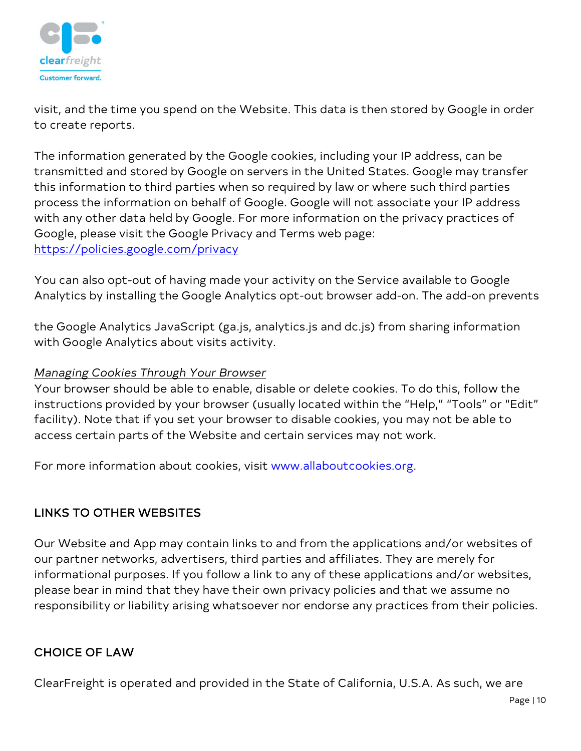visit, and the time you spend on the Website. This data is then stored by Google in order to create reports.

The information generated by the Google cookies, including your IP address, can be transmitted and stored by Google on servers in the United States. Google may transfer this information to third parties when so required by law or where such third parties process the information on behalf of Google. Google will not associate your IP address with any other data held by Google. For more information on the privacy practices of Google, please visit the Google Privacy and Terms web page: [https://policies.google.com/privacy](https://policies.google.com/privacy)

You can also opt-out of having made your activity on the Service available to Google Analytics by installing the Google Analytics opt-out browser add-on. The add-on prevents

the Google Analytics JavaScript (ga.js, analytics.js and dc.js) from sharing information with Google Analytics about visits activity.

*Managing Cookies Through Your Browser*

Your browser should be able to enable, disable or delete cookies. To do this, follow the instructions provided by your browser (usually located within the "Help," "Tools" or "Edit" facility). Note that if you set your browser to disable cookies, you may not be able to access certain parts of the Website and certain services may not work.

For more information about cookies, visit www.allaboutcookies.org.

## LINKS TO OTHER WEBSITES

Our Website and App may contain links to and from the applications and/or websites of our partner networks, advertisers, third parties and affiliates. They are merely for informational purposes. If you follow a link to any of these applications and/or websites, please bear in mind that they have their own privacy policies and that we assume no responsibility or liability arising whatsoever nor endorse any practices from their policies.

## CHOICE OF LAW

ClearFreight is operated and provided in the State of California, U.S.A. As such, we are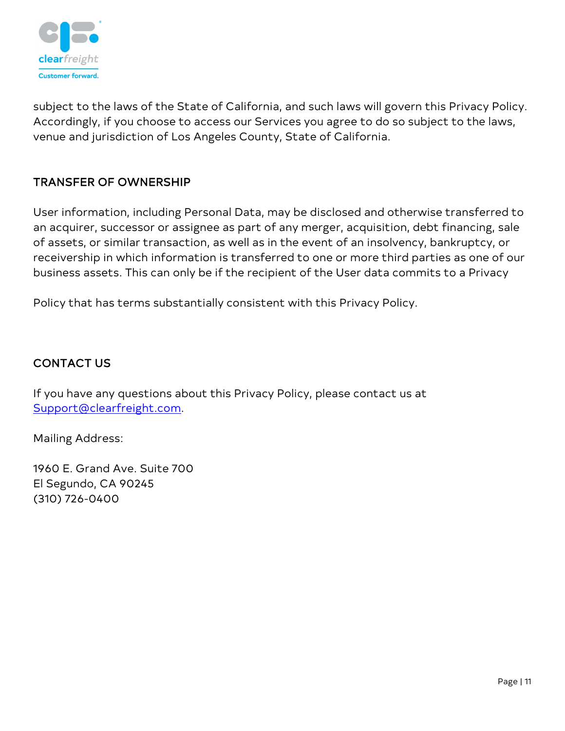subject to the laws of the State of California, and such laws will govern this Privacy Policy. Accordingly, if you choose to access our Services you agree to do so subject to the laws, venue and jurisdiction of Los Angeles County, State of California.

## TRANSFER OF OWNERSHIP

User information, including Personal Data, may be disclosed and otherwise transferred to an acquirer, successor or assignee as part of any merger, acquisition, debt financing, sale of assets, or similar transaction, as well as in the event of an insolvency, bankruptcy, or receivership in which information is transferred to one or more third parties as one of our business assets. This can only be if the recipient of the User data commits to a Privacy

Policy that has terms substantially consistent with this Privacy Policy.

## CONTACT US

If you have any questions about this Privacy Policy, please contact us at Support@clearfreight.com.

Mailing Address:

1960 E. Grand Ave. Suite 700  
El Segundo, CA 90245  
(310) 726-0400